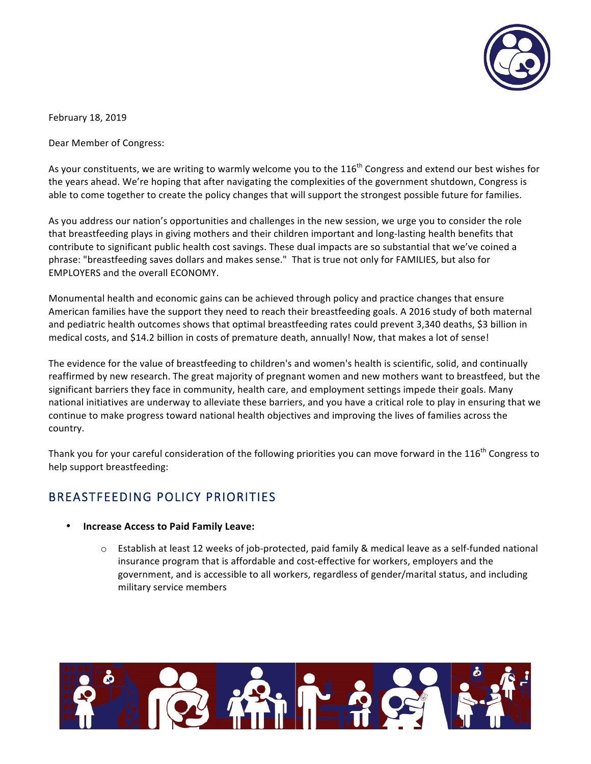February 18, 2019

Dear Member of Congress:

As your constituents, we are writing to warmly welcome you to the 116th Congress and extend our best wishes for the years ahead. We're hoping that after navigating the complexities of the government shutdown, Congress is able to come together to create the policy changes that will support the strongest possible future for families.

As you address our nation's opportunities and challenges in the new session, we urge you to consider the role that breastfeeding plays in giving mothers and their children important and long-lasting health benefits that contribute to significant public health cost savings. These dual impacts are so substantial that we've coined a phrase: "breastfeeding saves dollars and makes sense." That is true not only for FAMILIES, but also for EMPLOYERS and the overall ECONOMY.

Monumental health and economic gains can be achieved through policy and practice changes that ensure American families have the support they need to reach their breastfeeding goals. A 2016 study of both maternal and pediatric health outcomes shows that optimal breastfeeding rates could prevent 3,340 deaths, $3 billion in medical costs, and $14.2 billion in costs of premature death, annually! Now, that makes a lot of sense!

The evidence for the value of breastfeeding to children's and women's health is scientific, solid, and continually reaffirmed by new research. The great majority of pregnant women and new mothers want to breastfeed, but the significant barriers they face in community, health care, and employment settings impede their goals. Many national initiatives are underway to alleviate these barriers, and you have a critical role to play in ensuring that we continue to make progress toward national health objectives and improving the lives of families across the country.

Thank you for your careful consideration of the following priorities you can move forward in the 116th Congress to help support breastfeeding:

## BREASTFEEDING POLICY PRIORITIES

- **Increase Access to Paid Family Leave:**
  - Establish at least 12 weeks of job-protected, paid family & medical leave as a self-funded national insurance program that is affordable and cost-effective for workers, employers and the government, and is accessible to all workers, regardless of gender/marital status, and including military service members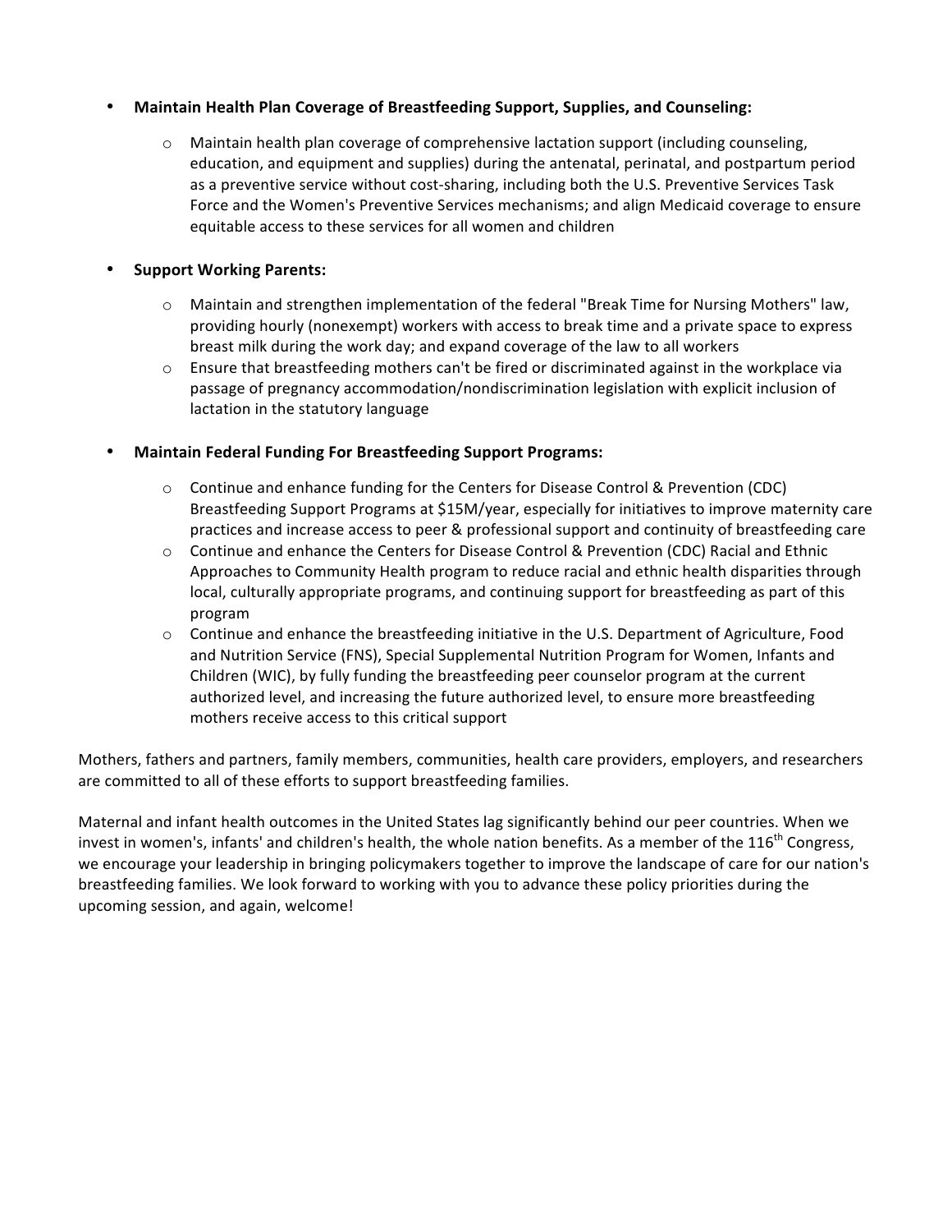- **Maintain Health Plan Coverage of Breastfeeding Support, Supplies, and Counseling:**
  - Maintain health plan coverage of comprehensive lactation support (including counseling, education, and equipment and supplies) during the antenatal, perinatal, and postpartum period as a preventive service without cost-sharing, including both the U.S. Preventive Services Task Force and the Women's Preventive Services mechanisms; and align Medicaid coverage to ensure equitable access to these services for all women and children

- **Support Working Parents:**
  - Maintain and strengthen implementation of the federal "Break Time for Nursing Mothers" law, providing hourly (nonexempt) workers with access to break time and a private space to express breast milk during the work day; and expand coverage of the law to all workers
  - Ensure that breastfeeding mothers can't be fired or discriminated against in the workplace via passage of pregnancy accommodation/nondiscrimination legislation with explicit inclusion of lactation in the statutory language

- **Maintain Federal Funding For Breastfeeding Support Programs:**
  - Continue and enhance funding for the Centers for Disease Control & Prevention (CDC) Breastfeeding Support Programs at $15M/year, especially for initiatives to improve maternity care practices and increase access to peer & professional support and continuity of breastfeeding care
  - Continue and enhance the Centers for Disease Control & Prevention (CDC) Racial and Ethnic Approaches to Community Health program to reduce racial and ethnic health disparities through local, culturally appropriate programs, and continuing support for breastfeeding as part of this program
  - Continue and enhance the breastfeeding initiative in the U.S. Department of Agriculture, Food and Nutrition Service (FNS), Special Supplemental Nutrition Program for Women, Infants and Children (WIC), by fully funding the breastfeeding peer counselor program at the current authorized level, and increasing the future authorized level, to ensure more breastfeeding mothers receive access to this critical support

Mothers, fathers and partners, family members, communities, health care providers, employers, and researchers are committed to all of these efforts to support breastfeeding families.

Maternal and infant health outcomes in the United States lag significantly behind our peer countries. When we invest in women's, infants' and children's health, the whole nation benefits. As a member of the 116th Congress, we encourage your leadership in bringing policymakers together to improve the landscape of care for our nation's breastfeeding families. We look forward to working with you to advance these policy priorities during the upcoming session, and again, welcome!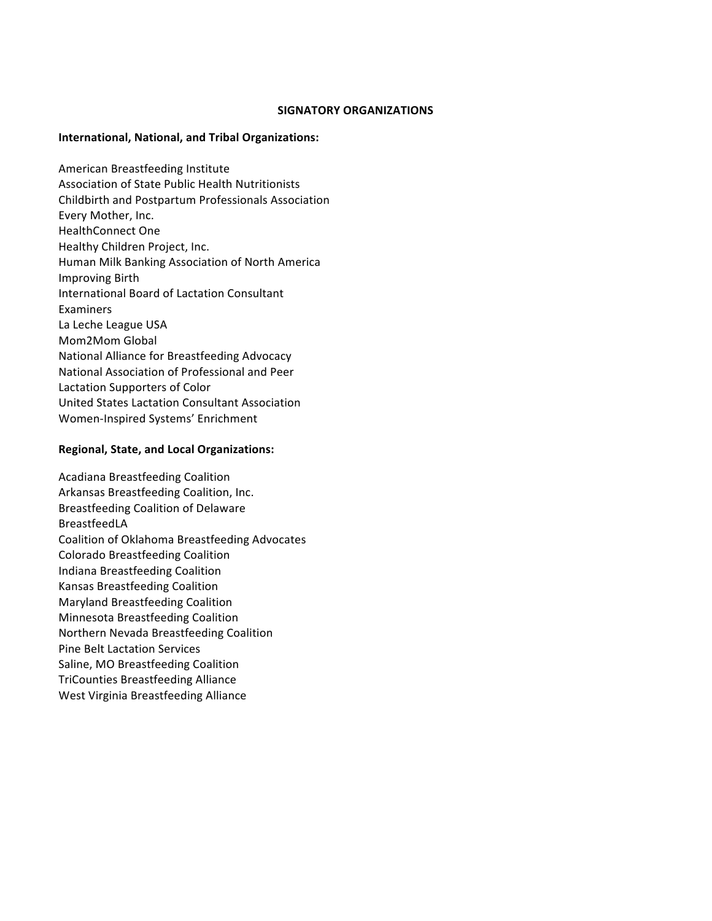## SIGNATORY ORGANIZATIONS

**International, National, and Tribal Organizations:**

American Breastfeeding Institute
Association of State Public Health Nutritionists
Childbirth and Postpartum Professionals Association
Every Mother, Inc.
HealthConnect One
Healthy Children Project, Inc.
Human Milk Banking Association of North America
Improving Birth
International Board of Lactation Consultant Examiners
La Leche League USA
Mom2Mom Global
National Alliance for Breastfeeding Advocacy
National Association of Professional and Peer Lactation Supporters of Color
United States Lactation Consultant Association
Women-Inspired Systems' Enrichment

**Regional, State, and Local Organizations:**

Acadiana Breastfeeding Coalition
Arkansas Breastfeeding Coalition, Inc.
Breastfeeding Coalition of Delaware
BreastfeedLA
Coalition of Oklahoma Breastfeeding Advocates
Colorado Breastfeeding Coalition
Indiana Breastfeeding Coalition
Kansas Breastfeeding Coalition
Maryland Breastfeeding Coalition
Minnesota Breastfeeding Coalition
Northern Nevada Breastfeeding Coalition
Pine Belt Lactation Services
Saline, MO Breastfeeding Coalition
TriCounties Breastfeeding Alliance
West Virginia Breastfeeding Alliance